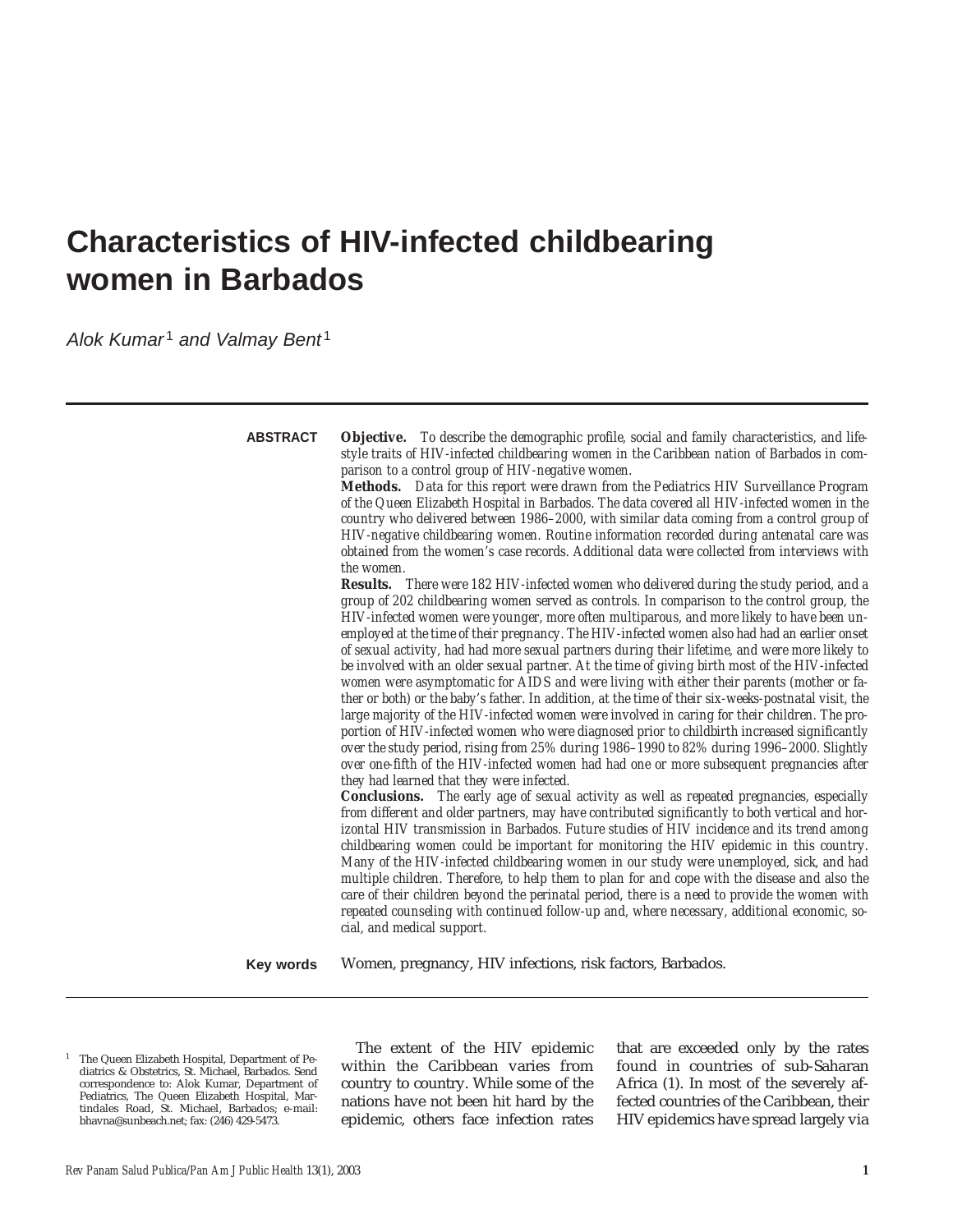# Characteristics of HIV-infected childbearing women in Barbados

*Alok Kumar*[1] *and Valmay Bent*[1]

**ABSTRACT**

**Objective.** To describe the demographic profile, social and family characteristics, and lifestyle traits of HIV-infected childbearing women in the Caribbean nation of Barbados in comparison to a control group of HIV-negative women.

**Methods.** Data for this report were drawn from the Pediatrics HIV Surveillance Program of the Queen Elizabeth Hospital in Barbados. The data covered all HIV-infected women in the country who delivered between 1986–2000, with similar data coming from a control group of HIV-negative childbearing women. Routine information recorded during antenatal care was obtained from the women's case records. Additional data were collected from interviews with the women.

**Results.** There were 182 HIV-infected women who delivered during the study period, and a group of 202 childbearing women served as controls. In comparison to the control group, the HIV-infected women were younger, more often multiparous, and more likely to have been unemployed at the time of their pregnancy. The HIV-infected women also had had an earlier onset of sexual activity, had had more sexual partners during their lifetime, and were more likely to be involved with an older sexual partner. At the time of giving birth most of the HIV-infected women were asymptomatic for AIDS and were living with either their parents (mother or father or both) or the baby's father. In addition, at the time of their six-weeks-postnatal visit, the large majority of the HIV-infected women were involved in caring for their children. The proportion of HIV-infected women who were diagnosed prior to childbirth increased significantly over the study period, rising from 25% during 1986–1990 to 82% during 1996–2000. Slightly over one-fifth of the HIV-infected women had had one or more subsequent pregnancies after they had learned that they were infected.

**Conclusions.** The early age of sexual activity as well as repeated pregnancies, especially from different and older partners, may have contributed significantly to both vertical and horizontal HIV transmission in Barbados. Future studies of HIV incidence and its trend among childbearing women could be important for monitoring the HIV epidemic in this country. Many of the HIV-infected childbearing women in our study were unemployed, sick, and had multiple children. Therefore, to help them to plan for and cope with the disease and also the care of their children beyond the perinatal period, there is a need to provide the women with repeated counseling with continued follow-up and, where necessary, additional economic, social, and medical support.

**Key words** Women, pregnancy, HIV infections, risk factors, Barbados.

---

[1] The Queen Elizabeth Hospital, Department of Pediatrics & Obstetrics, St. Michael, Barbados. Send correspondence to: Alok Kumar, Department of Pediatrics, The Queen Elizabeth Hospital, Martindales Road, St. Michael, Barbados; e-mail: bhavna@sunbeach.net; fax: (246) 429-5473.

The extent of the HIV epidemic within the Caribbean varies from country to country. While some of the nations have not been hit hard by the epidemic, others face infection rates that are exceeded only by the rates found in countries of sub-Saharan Africa (1). In most of the severely affected countries of the Caribbean, their HIV epidemics have spread largely via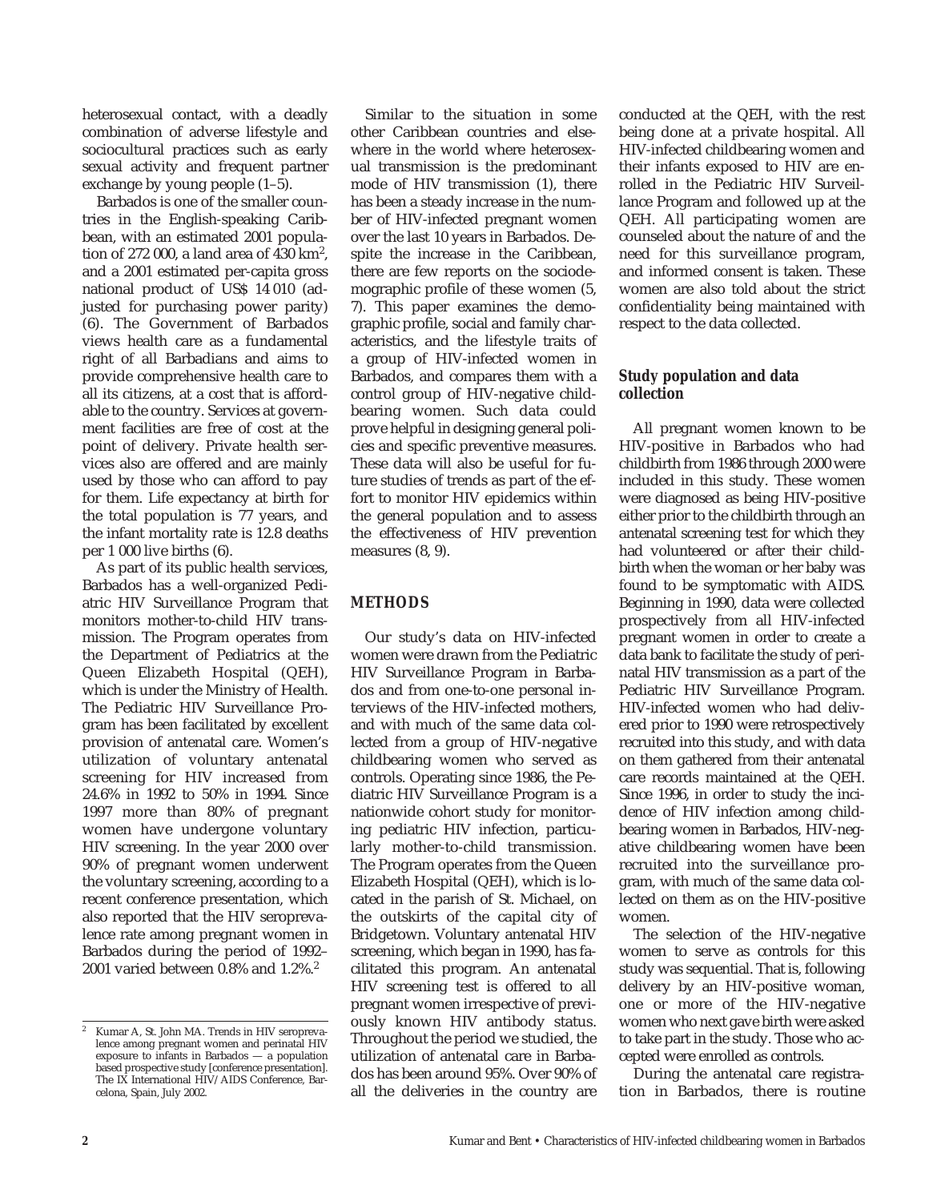heterosexual contact, with a deadly combination of adverse lifestyle and sociocultural practices such as early sexual activity and frequent partner exchange by young people (1–5).

Barbados is one of the smaller countries in the English-speaking Caribbean, with an estimated 2001 population of 272 000, a land area of 430 km$^2$, and a 2001 estimated per-capita gross national product of US$ 14 010 (adjusted for purchasing power parity) (6). The Government of Barbados views health care as a fundamental right of all Barbadians and aims to provide comprehensive health care to all its citizens, at a cost that is affordable to the country. Services at government facilities are free of cost at the point of delivery. Private health services also are offered and are mainly used by those who can afford to pay for them. Life expectancy at birth for the total population is 77 years, and the infant mortality rate is 12.8 deaths per 1 000 live births (6).

As part of its public health services, Barbados has a well-organized Pediatric HIV Surveillance Program that monitors mother-to-child HIV transmission. The Program operates from the Department of Pediatrics at the Queen Elizabeth Hospital (QEH), which is under the Ministry of Health. The Pediatric HIV Surveillance Program has been facilitated by excellent provision of antenatal care. Women's utilization of voluntary antenatal screening for HIV increased from 24.6% in 1992 to 50% in 1994. Since 1997 more than 80% of pregnant women have undergone voluntary HIV screening. In the year 2000 over 90% of pregnant women underwent the voluntary screening, according to a recent conference presentation, which also reported that the HIV seroprevalence rate among pregnant women in Barbados during the period of 1992–2001 varied between 0.8% and 1.2%.[2]

Similar to the situation in some other Caribbean countries and elsewhere in the world where heterosexual transmission is the predominant mode of HIV transmission (1), there has been a steady increase in the number of HIV-infected pregnant women over the last 10 years in Barbados. Despite the increase in the Caribbean, there are few reports on the sociodemographic profile of these women (5, 7). This paper examines the demographic profile, social and family characteristics, and the lifestyle traits of a group of HIV-infected women in Barbados, and compares them with a control group of HIV-negative childbearing women. Such data could prove helpful in designing general policies and specific preventive measures. These data will also be useful for future studies of trends as part of the effort to monitor HIV epidemics within the general population and to assess the effectiveness of HIV prevention measures (8, 9).

## METHODS

Our study's data on HIV-infected women were drawn from the Pediatric HIV Surveillance Program in Barbados and from one-to-one personal interviews of the HIV-infected mothers, and with much of the same data collected from a group of HIV-negative childbearing women who served as controls. Operating since 1986, the Pediatric HIV Surveillance Program is a nationwide cohort study for monitoring pediatric HIV infection, particularly mother-to-child transmission. The Program operates from the Queen Elizabeth Hospital (QEH), which is located in the parish of St. Michael, on the outskirts of the capital city of Bridgetown. Voluntary antenatal HIV screening, which began in 1990, has facilitated this program. An antenatal HIV screening test is offered to all pregnant women irrespective of previously known HIV antibody status. Throughout the period we studied, the utilization of antenatal care in Barbados has been around 95%. Over 90% of all the deliveries in the country are conducted at the QEH, with the rest being done at a private hospital. All HIV-infected childbearing women and their infants exposed to HIV are enrolled in the Pediatric HIV Surveillance Program and followed up at the QEH. All participating women are counseled about the nature of and the need for this surveillance program, and informed consent is taken. These women are also told about the strict confidentiality being maintained with respect to the data collected.

### Study population and data collection

All pregnant women known to be HIV-positive in Barbados who had childbirth from 1986 through 2000 were included in this study. These women were diagnosed as being HIV-positive either prior to the childbirth through an antenatal screening test for which they had volunteered or after their childbirth when the woman or her baby was found to be symptomatic with AIDS. Beginning in 1990, data were collected prospectively from all HIV-infected pregnant women in order to create a data bank to facilitate the study of perinatal HIV transmission as a part of the Pediatric HIV Surveillance Program. HIV-infected women who had delivered prior to 1990 were retrospectively recruited into this study, and with data on them gathered from their antenatal care records maintained at the QEH. Since 1996, in order to study the incidence of HIV infection among childbearing women in Barbados, HIV-negative childbearing women have been recruited into the surveillance program, with much of the same data collected on them as on the HIV-positive women.

The selection of the HIV-negative women to serve as controls for this study was sequential. That is, following delivery by an HIV-positive woman, one or more of the HIV-negative women who next gave birth were asked to take part in the study. Those who accepted were enrolled as controls.

During the antenatal care registration in Barbados, there is routine

[2] Kumar A, St. John MA. Trends in HIV seroprevalence among pregnant women and perinatal HIV exposure to infants in Barbados — a population based prospective study [conference presentation]. The IX International HIV/AIDS Conference, Barcelona, Spain, July 2002.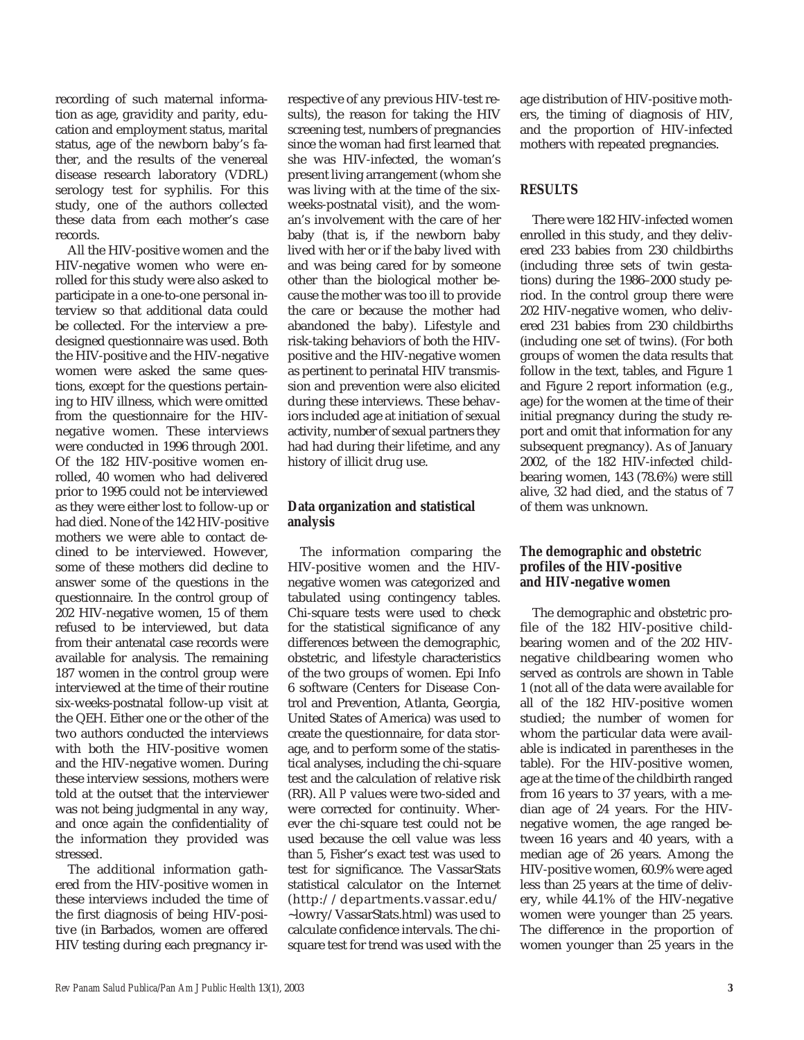recording of such maternal information as age, gravidity and parity, education and employment status, marital status, age of the newborn baby's father, and the results of the venereal disease research laboratory (VDRL) serology test for syphilis. For this study, one of the authors collected these data from each mother's case records.

All the HIV-positive women and the HIV-negative women who were enrolled for this study were also asked to participate in a one-to-one personal interview so that additional data could be collected. For the interview a predesigned questionnaire was used. Both the HIV-positive and the HIV-negative women were asked the same questions, except for the questions pertaining to HIV illness, which were omitted from the questionnaire for the HIV-negative women. These interviews were conducted in 1996 through 2001. Of the 182 HIV-positive women enrolled, 40 women who had delivered prior to 1995 could not be interviewed as they were either lost to follow-up or had died. None of the 142 HIV-positive mothers we were able to contact declined to be interviewed. However, some of these mothers did decline to answer some of the questions in the questionnaire. In the control group of 202 HIV-negative women, 15 of them refused to be interviewed, but data from their antenatal case records were available for analysis. The remaining 187 women in the control group were interviewed at the time of their routine six-weeks-postnatal follow-up visit at the QEH. Either one or the other of the two authors conducted the interviews with both the HIV-positive women and the HIV-negative women. During these interview sessions, mothers were told at the outset that the interviewer was not being judgmental in any way, and once again the confidentiality of the information they provided was stressed.

The additional information gathered from the HIV-positive women in these interviews included the time of the first diagnosis of being HIV-positive (in Barbados, women are offered HIV testing during each pregnancy irrespective of any previous HIV-test results), the reason for taking the HIV screening test, numbers of pregnancies since the woman had first learned that she was HIV-infected, the woman's present living arrangement (whom she was living with at the time of the six-weeks-postnatal visit), and the woman's involvement with the care of her baby (that is, if the newborn baby lived with her or if the baby lived with and was being cared for by someone other than the biological mother because the mother was too ill to provide the care or because the mother had abandoned the baby). Lifestyle and risk-taking behaviors of both the HIV-positive and the HIV-negative women as pertinent to perinatal HIV transmission and prevention were also elicited during these interviews. These behaviors included age at initiation of sexual activity, number of sexual partners they had had during their lifetime, and any history of illicit drug use.

## Data organization and statistical analysis

The information comparing the HIV-positive women and the HIV-negative women was categorized and tabulated using contingency tables. Chi-square tests were used to check for the statistical significance of any differences between the demographic, obstetric, and lifestyle characteristics of the two groups of women. Epi Info 6 software (Centers for Disease Control and Prevention, Atlanta, Georgia, United States of America) was used to create the questionnaire, for data storage, and to perform some of the statistical analyses, including the chi-square test and the calculation of relative risk (RR). All *P* values were two-sided and were corrected for continuity. Wherever the chi-square test could not be used because the cell value was less than 5, Fisher's exact test was used to test for significance. The VassarStats statistical calculator on the Internet (http://departments.vassar.edu/~lowry/VassarStats.html) was used to calculate confidence intervals. The chi-square test for trend was used with the age distribution of HIV-positive mothers, the timing of diagnosis of HIV, and the proportion of HIV-infected mothers with repeated pregnancies.

## RESULTS

There were 182 HIV-infected women enrolled in this study, and they delivered 233 babies from 230 childbirths (including three sets of twin gestations) during the 1986–2000 study period. In the control group there were 202 HIV-negative women, who delivered 231 babies from 230 childbirths (including one set of twins). (For both groups of women the data results that follow in the text, tables, and Figure 1 and Figure 2 report information (e.g., age) for the women at the time of their initial pregnancy during the study report and omit that information for any subsequent pregnancy). As of January 2002, of the 182 HIV-infected childbearing women, 143 (78.6%) were still alive, 32 had died, and the status of 7 of them was unknown.

### The demographic and obstetric profiles of the HIV-positive and HIV-negative women

The demographic and obstetric profile of the 182 HIV-positive childbearing women and of the 202 HIV-negative childbearing women who served as controls are shown in Table 1 (not all of the data were available for all of the 182 HIV-positive women studied; the number of women for whom the particular data were available is indicated in parentheses in the table). For the HIV-positive women, age at the time of the childbirth ranged from 16 years to 37 years, with a median age of 24 years. For the HIV-negative women, the age ranged between 16 years and 40 years, with a median age of 26 years. Among the HIV-positive women, 60.9% were aged less than 25 years at the time of delivery, while 44.1% of the HIV-negative women were younger than 25 years. The difference in the proportion of women younger than 25 years in the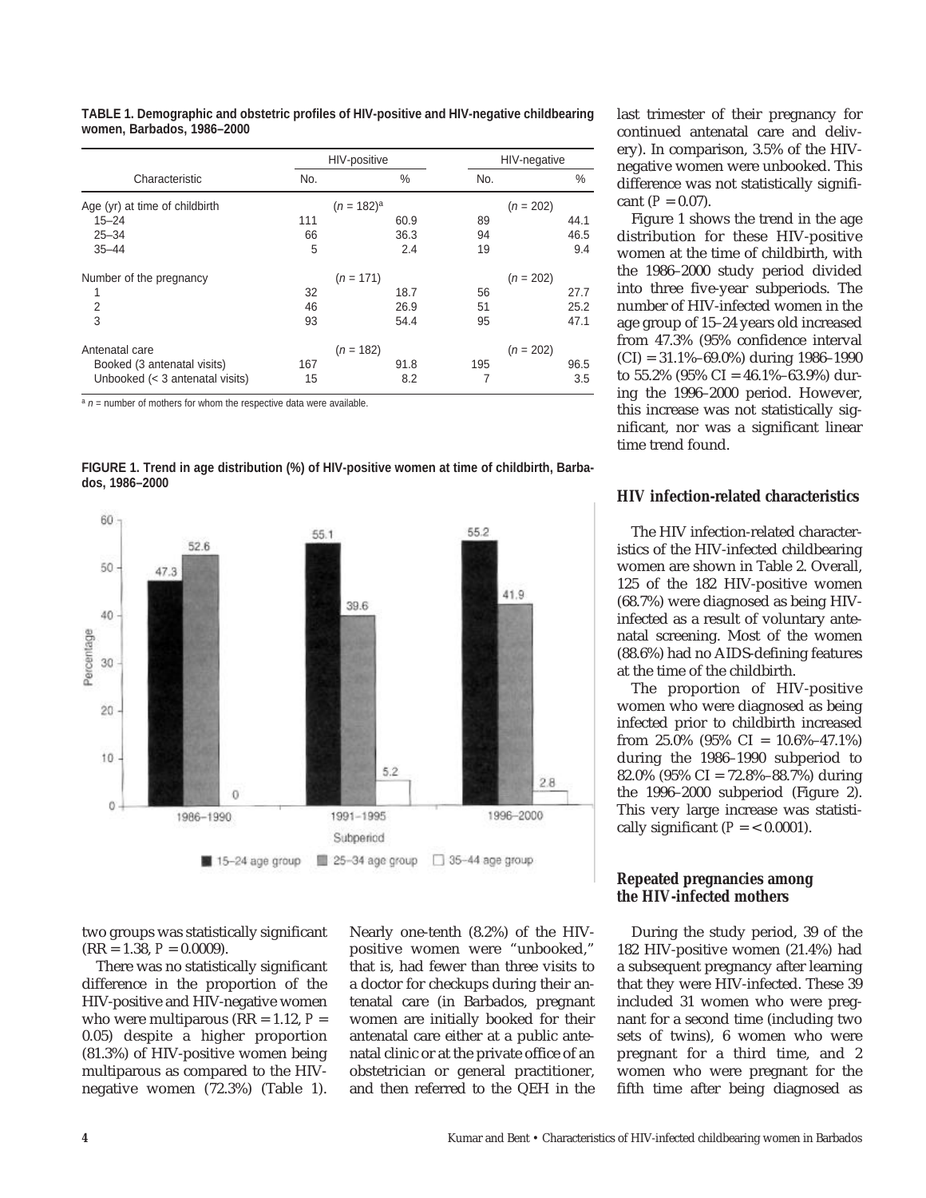**TABLE 1. Demographic and obstetric profiles of HIV-positive and HIV-negative childbearing women, Barbados, 1986–2000**

| Characteristic | HIV-positive | | HIV-negative | |
|---|---|---|---|---|
| | No. | % | No. | % |
| Age (yr) at time of childbirth | ($n$ = 182)[a] | | ($n$ = 202) | |
| 15–24 | 111 | 60.9 | 89 | 44.1 |
| 25–34 | 66 | 36.3 | 94 | 46.5 |
| 35–44 | 5 | 2.4 | 19 | 9.4 |
| Number of the pregnancy | ($n$ = 171) | | ($n$ = 202) | |
| 1 | 32 | 18.7 | 56 | 27.7 |
| 2 | 46 | 26.9 | 51 | 25.2 |
| 3 | 93 | 54.4 | 95 | 47.1 |
| Antenatal care | ($n$ = 182) | | ($n$ = 202) | |
| Booked (3 antenatal visits) | 167 | 91.8 | 195 | 96.5 |
| Unbooked (< 3 antenatal visits) | 15 | 8.2 | 7 | 3.5 |

[a] $n$ = number of mothers for whom the respective data were available.

**FIGURE 1. Trend in age distribution (%) of HIV-positive women at time of childbirth, Barbados, 1986–2000**

two groups was statistically significant (RR = 1.38, $P$ = 0.0009).

There was no statistically significant difference in the proportion of the HIV-positive and HIV-negative women who were multiparous (RR = 1.12, $P$ = 0.05) despite a higher proportion (81.3%) of HIV-positive women being multiparous as compared to the HIV-negative women (72.3%) (Table 1). Nearly one-tenth (8.2%) of the HIV-positive women were "unbooked," that is, had fewer than three visits to a doctor for checkups during their antenatal care (in Barbados, pregnant women are initially booked for their antenatal care either at a public antenatal clinic or at the private office of an obstetrician or general practitioner, and then referred to the QEH in the last trimester of their pregnancy for continued antenatal care and delivery). In comparison, 3.5% of the HIV-negative women were unbooked. This difference was not statistically significant ($P$ = 0.07).

Figure 1 shows the trend in the age distribution for these HIV-positive women at the time of childbirth, with the 1986–2000 study period divided into three five-year subperiods. The number of HIV-infected women in the age group of 15–24 years old increased from 47.3% (95% confidence interval (CI) = 31.1%–69.0%) during 1986–1990 to 55.2% (95% CI = 46.1%–63.9%) during the 1996–2000 period. However, this increase was not statistically significant, nor was a significant linear time trend found.

### HIV infection-related characteristics

The HIV infection-related characteristics of the HIV-infected childbearing women are shown in Table 2. Overall, 125 of the 182 HIV-positive women (68.7%) were diagnosed as being HIV-infected as a result of voluntary antenatal screening. Most of the women (88.6%) had no AIDS-defining features at the time of the childbirth.

The proportion of HIV-positive women who were diagnosed as being infected prior to childbirth increased from 25.0% (95% CI = 10.6%–47.1%) during the 1986–1990 subperiod to 82.0% (95% CI = 72.8%–88.7%) during the 1996–2000 subperiod (Figure 2). This very large increase was statistically significant ($P$ = < 0.0001).

### Repeated pregnancies among the HIV-infected mothers

During the study period, 39 of the 182 HIV-positive women (21.4%) had a subsequent pregnancy after learning that they were HIV-infected. These 39 included 31 women who were pregnant for a second time (including two sets of twins), 6 women who were pregnant for a third time, and 2 women who were pregnant for the fifth time after being diagnosed as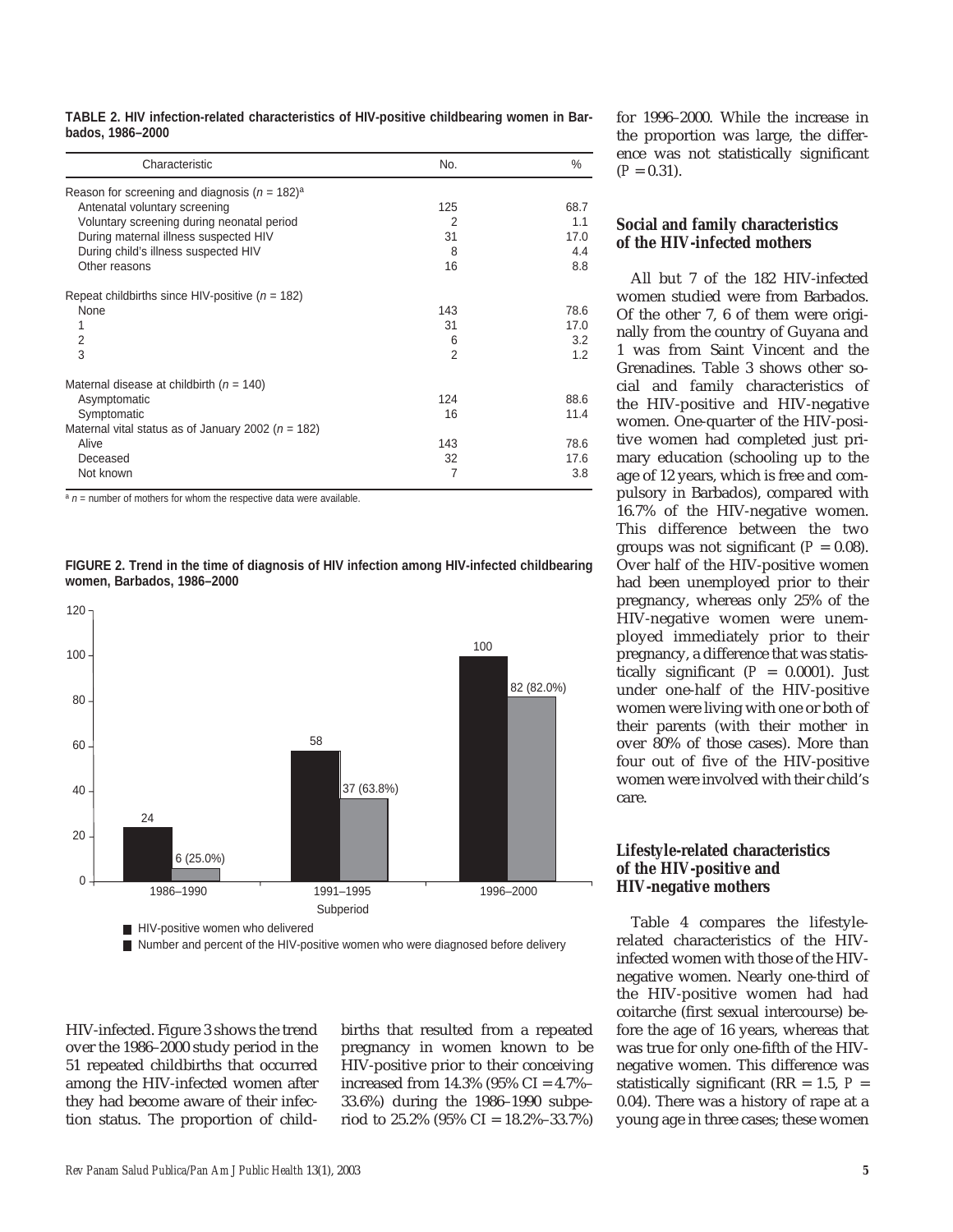**TABLE 2. HIV infection-related characteristics of HIV-positive childbearing women in Barbados, 1986–2000**

| Characteristic | No. | % |
|---|---|---|
| Reason for screening and diagnosis ($n$ = 182)[a] | | |
| Antenatal voluntary screening | 125 | 68.7 |
| Voluntary screening during neonatal period | 2 | 1.1 |
| During maternal illness suspected HIV | 31 | 17.0 |
| During child's illness suspected HIV | 8 | 4.4 |
| Other reasons | 16 | 8.8 |
| Repeat childbirths since HIV-positive ($n$ = 182) | | |
| None | 143 | 78.6 |
| 1 | 31 | 17.0 |
| 2 | 6 | 3.2 |
| 3 | 2 | 1.2 |
| Maternal disease at childbirth ($n$ = 140) | | |
| Asymptomatic | 124 | 88.6 |
| Symptomatic | 16 | 11.4 |
| Maternal vital status as of January 2002 ($n$ = 182) | | |
| Alive | 143 | 78.6 |
| Deceased | 32 | 17.6 |
| Not known | 7 | 3.8 |

[a] $n$ = number of mothers for whom the respective data were available.

**FIGURE 2. Trend in the time of diagnosis of HIV infection among HIV-infected childbearing women, Barbados, 1986–2000**

| Subperiod | HIV-positive women who delivered | Number and percent of the HIV-positive women who were diagnosed before delivery |
|---|---|---|
| 1986–1990 | 24 | 6 (25.0%) |
| 1991–1995 | 58 | 37 (63.8%) |
| 1996–2000 | 100 | 82 (82.0%) |

HIV-infected. Figure 3 shows the trend over the 1986–2000 study period in the 51 repeated childbirths that occurred among the HIV-infected women after they had become aware of their infection status. The proportion of childbirths that resulted from a repeated pregnancy in women known to be HIV-positive prior to their conceiving increased from 14.3% (95% CI = 4.7%–33.6%) during the 1986–1990 subperiod to 25.2% (95% CI = 18.2%–33.7%) for 1996–2000. While the increase in the proportion was large, the difference was not statistically significant ($P$ = 0.31).

### Social and family characteristics of the HIV-infected mothers

All but 7 of the 182 HIV-infected women studied were from Barbados. Of the other 7, 6 of them were originally from the country of Guyana and 1 was from Saint Vincent and the Grenadines. Table 3 shows other social and family characteristics of the HIV-positive and HIV-negative women. One-quarter of the HIV-positive women had completed just primary education (schooling up to the age of 12 years, which is free and compulsory in Barbados), compared with 16.7% of the HIV-negative women. This difference between the two groups was not significant ($P$ = 0.08). Over half of the HIV-positive women had been unemployed prior to their pregnancy, whereas only 25% of the HIV-negative women were unemployed immediately prior to their pregnancy, a difference that was statistically significant ($P$ = 0.0001). Just under one-half of the HIV-positive women were living with one or both of their parents (with their mother in over 80% of those cases). More than four out of five of the HIV-positive women were involved with their child's care.

### Lifestyle-related characteristics of the HIV-positive and HIV-negative mothers

Table 4 compares the lifestyle-related characteristics of the HIV-infected women with those of the HIV-negative women. Nearly one-third of the HIV-positive women had had coitarche (first sexual intercourse) before the age of 16 years, whereas that was true for only one-fifth of the HIV-negative women. This difference was statistically significant (RR = 1.5, $P$ = 0.04). There was a history of rape at a young age in three cases; these women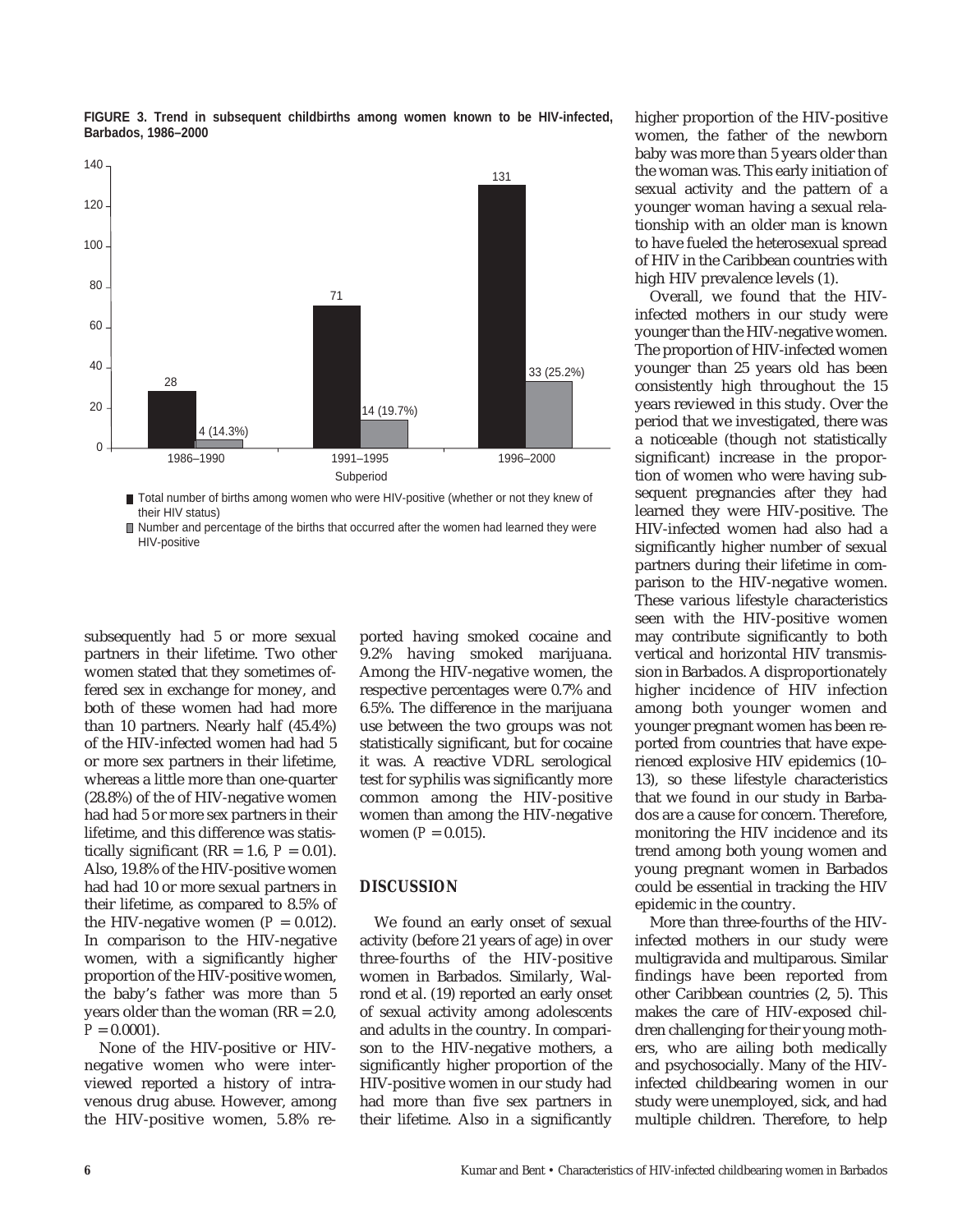**FIGURE 3. Trend in subsequent childbirths among women known to be HIV-infected, Barbados, 1986–2000**

| Subperiod | Total number of births among women who were HIV-positive (whether or not they knew of their HIV status) | Number and percentage of the births that occurred after the women had learned they were HIV-positive |
|---|---|---|
| 1986–1990 | 28 | 4 (14.3%) |
| 1991–1995 | 71 | 14 (19.7%) |
| 1996–2000 | 131 | 33 (25.2%) |

subsequently had 5 or more sexual partners in their lifetime. Two other women stated that they sometimes offered sex in exchange for money, and both of these women had had more than 10 partners. Nearly half (45.4%) of the HIV-infected women had had 5 or more sex partners in their lifetime, whereas a little more than one-quarter (28.8%) of the of HIV-negative women had had 5 or more sex partners in their lifetime, and this difference was statistically significant (RR = 1.6, $P = 0.01$). Also, 19.8% of the HIV-positive women had had 10 or more sexual partners in their lifetime, as compared to 8.5% of the HIV-negative women ($P = 0.012$). In comparison to the HIV-negative women, with a significantly higher proportion of the HIV-positive women, the baby's father was more than 5 years older than the woman (RR = 2.0, $P = 0.0001$).

None of the HIV-positive or HIV-negative women who were interviewed reported a history of intravenous drug abuse. However, among the HIV-positive women, 5.8% reported having smoked cocaine and 9.2% having smoked marijuana. Among the HIV-negative women, the respective percentages were 0.7% and 6.5%. The difference in the marijuana use between the two groups was not statistically significant, but for cocaine it was. A reactive VDRL serological test for syphilis was significantly more common among the HIV-positive women than among the HIV-negative women ($P = 0.015$).

## DISCUSSION

We found an early onset of sexual activity (before 21 years of age) in over three-fourths of the HIV-positive women in Barbados. Similarly, Walrond et al. (19) reported an early onset of sexual activity among adolescents and adults in the country. In comparison to the HIV-negative mothers, a significantly higher proportion of the HIV-positive women in our study had had more than five sex partners in their lifetime. Also in a significantly higher proportion of the HIV-positive women, the father of the newborn baby was more than 5 years older than the woman was. This early initiation of sexual activity and the pattern of a younger woman having a sexual relationship with an older man is known to have fueled the heterosexual spread of HIV in the Caribbean countries with high HIV prevalence levels (1).

Overall, we found that the HIV-infected mothers in our study were younger than the HIV-negative women. The proportion of HIV-infected women younger than 25 years old has been consistently high throughout the 15 years reviewed in this study. Over the period that we investigated, there was a noticeable (though not statistically significant) increase in the proportion of women who were having subsequent pregnancies after they had learned they were HIV-positive. The HIV-infected women had also had a significantly higher number of sexual partners during their lifetime in comparison to the HIV-negative women. These various lifestyle characteristics seen with the HIV-positive women may contribute significantly to both vertical and horizontal HIV transmission in Barbados. A disproportionately higher incidence of HIV infection among both younger women and younger pregnant women has been reported from countries that have experienced explosive HIV epidemics (10–13), so these lifestyle characteristics that we found in our study in Barbados are a cause for concern. Therefore, monitoring the HIV incidence and its trend among both young women and young pregnant women in Barbados could be essential in tracking the HIV epidemic in the country.

More than three-fourths of the HIV-infected mothers in our study were multigravida and multiparous. Similar findings have been reported from other Caribbean countries (2, 5). This makes the care of HIV-exposed children challenging for their young mothers, who are ailing both medically and psychosocially. Many of the HIV-infected childbearing women in our study were unemployed, sick, and had multiple children. Therefore, to help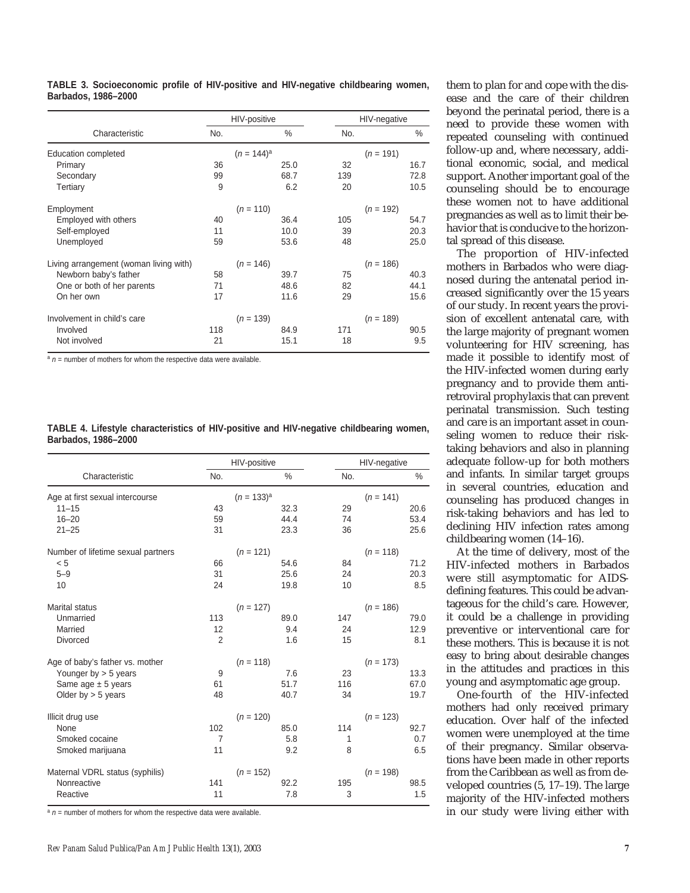**TABLE 3. Socioeconomic profile of HIV-positive and HIV-negative childbearing women, Barbados, 1986–2000**

| Characteristic | HIV-positive | | HIV-negative | |
|---|---|---|---|---|
| | No. | % | No. | % |
| Education completed | ($n$ = 144)[a] | | ($n$ = 191) | |
| Primary | 36 | 25.0 | 32 | 16.7 |
| Secondary | 99 | 68.7 | 139 | 72.8 |
| Tertiary | 9 | 6.2 | 20 | 10.5 |
| Employment | ($n$ = 110) | | ($n$ = 192) | |
| Employed with others | 40 | 36.4 | 105 | 54.7 |
| Self-employed | 11 | 10.0 | 39 | 20.3 |
| Unemployed | 59 | 53.6 | 48 | 25.0 |
| Living arrangement (woman living with) | ($n$ = 146) | | ($n$ = 186) | |
| Newborn baby's father | 58 | 39.7 | 75 | 40.3 |
| One or both of her parents | 71 | 48.6 | 82 | 44.1 |
| On her own | 17 | 11.6 | 29 | 15.6 |
| Involvement in child's care | ($n$ = 139) | | ($n$ = 189) | |
| Involved | 118 | 84.9 | 171 | 90.5 |
| Not involved | 21 | 15.1 | 18 | 9.5 |

[a] $n$ = number of mothers for whom the respective data were available.

**TABLE 4. Lifestyle characteristics of HIV-positive and HIV-negative childbearing women, Barbados, 1986–2000**

| Characteristic | HIV-positive | | HIV-negative | |
|---|---|---|---|---|
| | No. | % | No. | % |
| Age at first sexual intercourse | ($n$ = 133)[a] | | ($n$ = 141) | |
| 11–15 | 43 | 32.3 | 29 | 20.6 |
| 16–20 | 59 | 44.4 | 74 | 53.4 |
| 21–25 | 31 | 23.3 | 36 | 25.6 |
| Number of lifetime sexual partners | ($n$ = 121) | | ($n$ = 118) | |
| < 5 | 66 | 54.6 | 84 | 71.2 |
| 5–9 | 31 | 25.6 | 24 | 20.3 |
| 10 | 24 | 19.8 | 10 | 8.5 |
| Marital status | ($n$ = 127) | | ($n$ = 186) | |
| Unmarried | 113 | 89.0 | 147 | 79.0 |
| Married | 12 | 9.4 | 24 | 12.9 |
| Divorced | 2 | 1.6 | 15 | 8.1 |
| Age of baby's father vs. mother | ($n$ = 118) | | ($n$ = 173) | |
| Younger by > 5 years | 9 | 7.6 | 23 | 13.3 |
| Same age ± 5 years | 61 | 51.7 | 116 | 67.0 |
| Older by > 5 years | 48 | 40.7 | 34 | 19.7 |
| Illicit drug use | ($n$ = 120) | | ($n$ = 123) | |
| None | 102 | 85.0 | 114 | 92.7 |
| Smoked cocaine | 7 | 5.8 | 1 | 0.7 |
| Smoked marijuana | 11 | 9.2 | 8 | 6.5 |
| Maternal VDRL status (syphilis) | ($n$ = 152) | | ($n$ = 198) | |
| Nonreactive | 141 | 92.2 | 195 | 98.5 |
| Reactive | 11 | 7.8 | 3 | 1.5 |

[a] $n$ = number of mothers for whom the respective data were available.

them to plan for and cope with the disease and the care of their children beyond the perinatal period, there is a need to provide these women with repeated counseling with continued follow-up and, where necessary, additional economic, social, and medical support. Another important goal of the counseling should be to encourage these women not to have additional pregnancies as well as to limit their behavior that is conducive to the horizontal spread of this disease.

The proportion of HIV-infected mothers in Barbados who were diagnosed during the antenatal period increased significantly over the 15 years of our study. In recent years the provision of excellent antenatal care, with the large majority of pregnant women volunteering for HIV screening, has made it possible to identify most of the HIV-infected women during early pregnancy and to provide them antiretroviral prophylaxis that can prevent perinatal transmission. Such testing and care is an important asset in counseling women to reduce their risk-taking behaviors and also in planning adequate follow-up for both mothers and infants. In similar target groups in several countries, education and counseling has produced changes in risk-taking behaviors and has led to declining HIV infection rates among childbearing women (14–16).

At the time of delivery, most of the HIV-infected mothers in Barbados were still asymptomatic for AIDS-defining features. This could be advantageous for the child's care. However, it could be a challenge in providing preventive or interventional care for these mothers. This is because it is not easy to bring about desirable changes in the attitudes and practices in this young and asymptomatic age group.

One-fourth of the HIV-infected mothers had only received primary education. Over half of the infected women were unemployed at the time of their pregnancy. Similar observations have been made in other reports from the Caribbean as well as from developed countries (5, 17–19). The large majority of the HIV-infected mothers in our study were living either with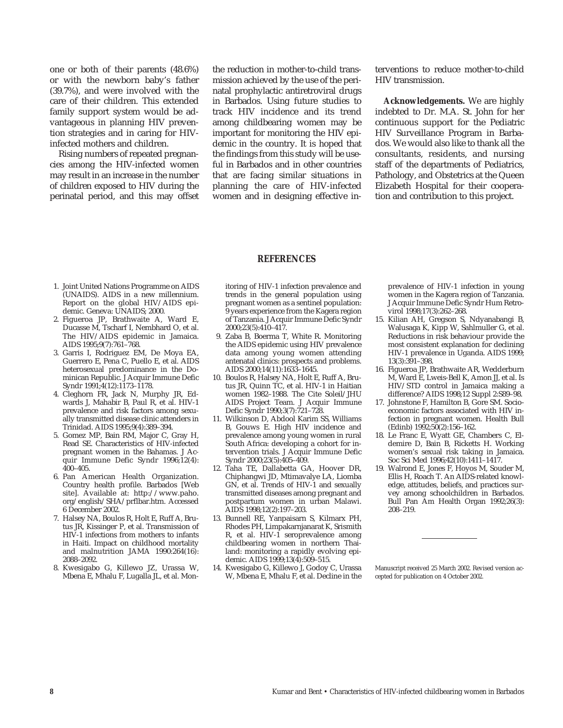one or both of their parents (48.6%) or with the newborn baby's father (39.7%), and were involved with the care of their children. This extended family support system would be advantageous in planning HIV prevention strategies and in caring for HIV-infected mothers and children.

Rising numbers of repeated pregnancies among the HIV-infected women may result in an increase in the number of children exposed to HIV during the perinatal period, and this may offset the reduction in mother-to-child transmission achieved by the use of the perinatal prophylactic antiretroviral drugs in Barbados. Using future studies to track HIV incidence and its trend among childbearing women may be important for monitoring the HIV epidemic in the country. It is hoped that the findings from this study will be useful in Barbados and in other countries that are facing similar situations in planning the care of HIV-infected women and in designing effective interventions to reduce mother-to-child HIV transmission.

**Acknowledgements.** We are highly indebted to Dr. M.A. St. John for her continuous support for the Pediatric HIV Surveillance Program in Barbados. We would also like to thank all the consultants, residents, and nursing staff of the departments of Pediatrics, Pathology, and Obstetrics at the Queen Elizabeth Hospital for their cooperation and contribution to this project.

## REFERENCES

1. Joint United Nations Programme on AIDS (UNAIDS). AIDS in a new millennium. Report on the global HIV/AIDS epidemic. Geneva: UNAIDS; 2000.
2. Figueroa JP, Brathwaite A, Ward E, Ducasse M, Tscharf I, Nembhard O, et al. The HIV/AIDS epidemic in Jamaica. AIDS 1995;9(7):761–768.
3. Garris I, Rodriguez EM, De Moya EA, Guerrero E, Pena C, Puello E, et al. AIDS heterosexual predominance in the Dominican Republic. J Acquir Immune Defic Syndr 1991;4(12):1173–1178.
4. Cleghorn FR, Jack N, Murphy JR, Edwards J, Mahabir B, Paul R, et al. HIV-1 prevalence and risk factors among sexually transmitted disease clinic attenders in Trinidad. AIDS 1995;9(4):389–394.
5. Gomez MP, Bain RM, Major C, Gray H, Read SE. Characteristics of HIV-infected pregnant women in the Bahamas. J Acquir Immune Defic Syndr 1996;12(4): 400–405.
6. Pan American Health Organization. Country health profile. Barbados [Web site]. Available at: http://www.paho.org/english/SHA/prflbar.htm. Accessed 6 December 2002.
7. Halsey NA, Boulos R, Holt E, Ruff A, Brutus JR, Kissinger P, et al. Transmission of HIV-1 infections from mothers to infants in Haiti. Impact on childhood mortality and malnutrition JAMA 1990:264(16): 2088–2092.
8. Kwesigabo G, Killewo JZ, Urassa W, Mbena E, Mhalu F, Lugalla JL, et al. Monitoring of HIV-1 infection prevalence and trends in the general population using pregnant women as a sentinel population: 9 years experience from the Kagera region of Tanzania. J Acquir Immune Defic Syndr 2000;23(5):410–417.
9. Zaba B, Boerma T, White R. Monitoring the AIDS epidemic using HIV prevalence data among young women attending antenatal clinics: prospects and problems. AIDS 2000;14(11):1633–1645.
10. Boulos R, Halsey NA, Holt E, Ruff A, Brutus JR, Quinn TC, et al. HIV-1 in Haitian women 1982–1988. The Cite Soleil/JHU AIDS Project Team. J Acquir Immune Defic Syndr 1990;3(7):721–728.
11. Wilkinson D, Abdool Karim SS, Williams B, Gouws E. High HIV incidence and prevalence among young women in rural South Africa: developing a cohort for intervention trials. J Acquir Immune Defic Syndr 2000;23(5):405–409.
12. Taha TE, Dallabetta GA, Hoover DR, Chiphangwi JD, Mtimavalye LA, Liomba GN, et al. Trends of HIV-1 and sexually transmitted diseases among pregnant and postpartum women in urban Malawi. AIDS 1998;12(2):197–203.
13. Bunnell RE, Yanpaisarn S, Kilmarx PH, Rhodes PH, Limpakarnjanarat K, Srismith R, et al. HIV-1 seroprevalence among childbearing women in northern Thailand: monitoring a rapidly evolving epidemic. AIDS 1999;13(4):509–515.
14. Kwesigabo G, Killewo J, Godoy C, Urassa W, Mbena E, Mhalu F, et al. Decline in the prevalence of HIV-1 infection in young women in the Kagera region of Tanzania. J Acquir Immune Defic Syndr Hum Retrovirol 1998;17(3):262–268.
15. Kilian AH, Gregson S, Ndyanabangi B, Walusaga K, Kipp W, Sahlmuller G, et al. Reductions in risk behaviour provide the most consistent explanation for declining HIV-1 prevalence in Uganda. AIDS 1999; 13(3):391–398.
16. Figueroa JP, Brathwaite AR, Wedderburn M, Ward E, Lweis-Bell K, Amon JJ, et al. Is HIV/STD control in Jamaica making a difference? AIDS 1998;12 Suppl 2:S89–98.
17. Johnstone F, Hamilton B, Gore SM. Socioeconomic factors associated with HIV infection in pregnant women. Health Bull (Edinb) 1992;50(2):156–162.
18. Le Franc E, Wyatt GE, Chambers C, Eldemire D, Bain B, Ricketts H. Working women's sexual risk taking in Jamaica. Soc Sci Med 1996;42(10):1411–1417.
19. Walrond E, Jones F, Hoyos M, Souder M, Ellis H, Roach T. An AIDS-related knowledge, attitudes, beliefs, and practices survey among schoolchildren in Barbados. Bull Pan Am Health Organ 1992;26(3): 208–219.

Manuscript received 25 March 2002. Revised version accepted for publication on 4 October 2002.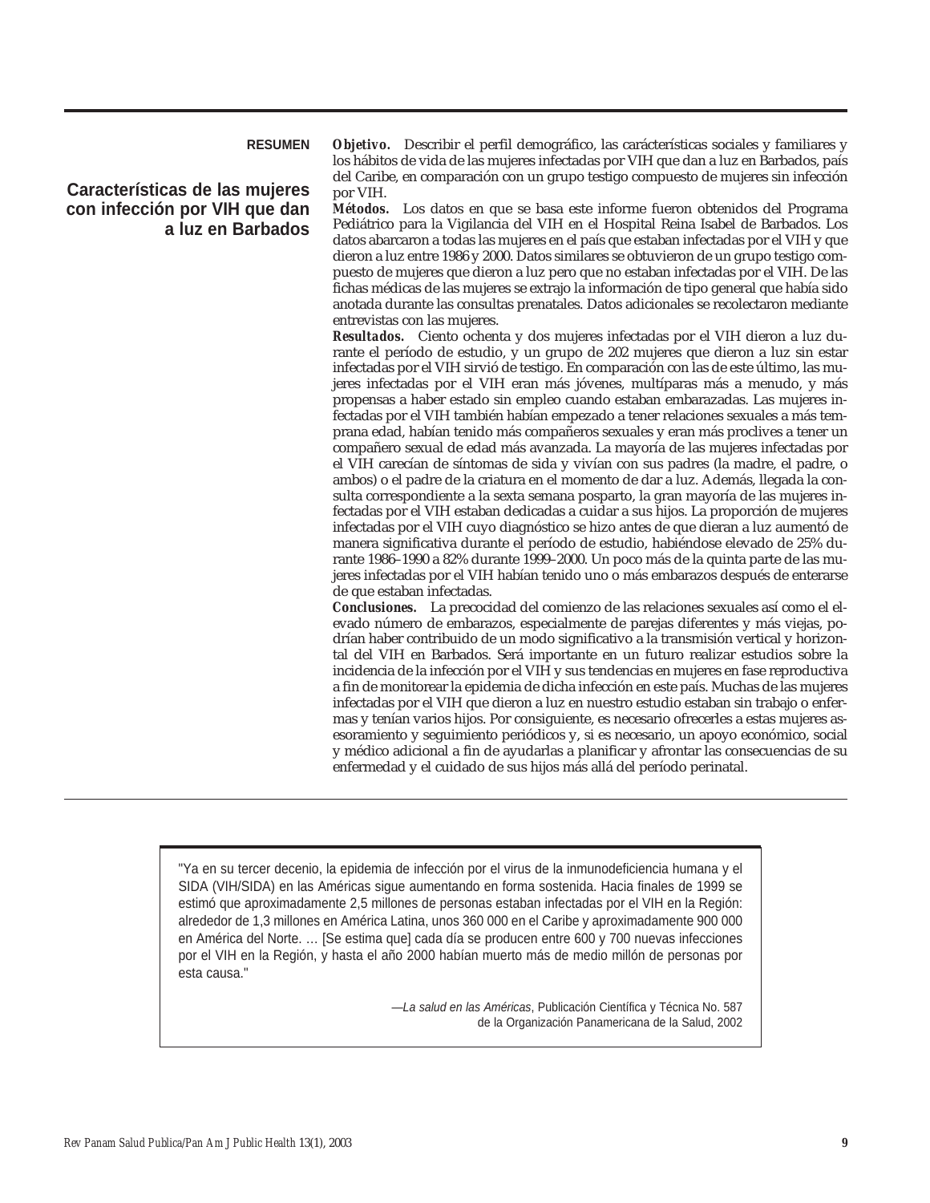**RESUMEN**

## Características de las mujeres con infección por VIH que dan a luz en Barbados

***Objetivo.*** Describir el perfil demográfico, las carácterísticas sociales y familiares y los hábitos de vida de las mujeres infectadas por VIH que dan a luz en Barbados, país del Caribe, en comparación con un grupo testigo compuesto de mujeres sin infección por VIH.

***Métodos.*** Los datos en que se basa este informe fueron obtenidos del Programa Pediátrico para la Vigilancia del VIH en el Hospital Reina Isabel de Barbados. Los datos abarcaron a todas las mujeres en el país que estaban infectadas por el VIH y que dieron a luz entre 1986 y 2000. Datos similares se obtuvieron de un grupo testigo compuesto de mujeres que dieron a luz pero que no estaban infectadas por el VIH. De las fichas médicas de las mujeres se extrajo la información de tipo general que había sido anotada durante las consultas prenatales. Datos adicionales se recolectaron mediante entrevistas con las mujeres.

***Resultados.*** Ciento ochenta y dos mujeres infectadas por el VIH dieron a luz durante el período de estudio, y un grupo de 202 mujeres que dieron a luz sin estar infectadas por el VIH sirvió de testigo. En comparación con las de este último, las mujeres infectadas por el VIH eran más jóvenes, multíparas más a menudo, y más propensas a haber estado sin empleo cuando estaban embarazadas. Las mujeres infectadas por el VIH también habían empezado a tener relaciones sexuales a más temprana edad, habían tenido más compañeros sexuales y eran más proclives a tener un compañero sexual de edad más avanzada. La mayoría de las mujeres infectadas por el VIH carecían de síntomas de sida y vivían con sus padres (la madre, el padre, o ambos) o el padre de la criatura en el momento de dar a luz. Además, llegada la consulta correspondiente a la sexta semana posparto, la gran mayoría de las mujeres infectadas por el VIH estaban dedicadas a cuidar a sus hijos. La proporción de mujeres infectadas por el VIH cuyo diagnóstico se hizo antes de que dieran a luz aumentó de manera significativa durante el período de estudio, habiéndose elevado de 25% durante 1986–1990 a 82% durante 1999–2000. Un poco más de la quinta parte de las mujeres infectadas por el VIH habían tenido uno o más embarazos después de enterarse de que estaban infectadas.

***Conclusiones.*** La precocidad del comienzo de las relaciones sexuales así como el elevado número de embarazos, especialmente de parejas diferentes y más viejas, podrían haber contribuido de un modo significativo a la transmisión vertical y horizontal del VIH en Barbados. Será importante en un futuro realizar estudios sobre la incidencia de la infección por el VIH y sus tendencias en mujeres en fase reproductiva a fin de monitorear la epidemia de dicha infección en este país. Muchas de las mujeres infectadas por el VIH que dieron a luz en nuestro estudio estaban sin trabajo o enfermas y tenían varios hijos. Por consiguiente, es necesario ofrecerles a estas mujeres asesoramiento y seguimiento periódicos y, si es necesario, un apoyo económico, social y médico adicional a fin de ayudarlas a planificar y afrontar las consecuencias de su enfermedad y el cuidado de sus hijos más allá del período perinatal.

---

"Ya en su tercer decenio, la epidemia de infección por el virus de la inmunodeficiencia humana y el SIDA (VIH/SIDA) en las Américas sigue aumentando en forma sostenida. Hacia finales de 1999 se estimó que aproximadamente 2,5 millones de personas estaban infectadas por el VIH en la Región: alrededor de 1,3 millones en América Latina, unos 360 000 en el Caribe y aproximadamente 900 000 en América del Norte. … [Se estima que] cada día se producen entre 600 y 700 nuevas infecciones por el VIH en la Región, y hasta el año 2000 habían muerto más de medio millón de personas por esta causa."

—*La salud en las Américas*, Publicación Científica y Técnica No. 587 de la Organización Panamericana de la Salud, 2002